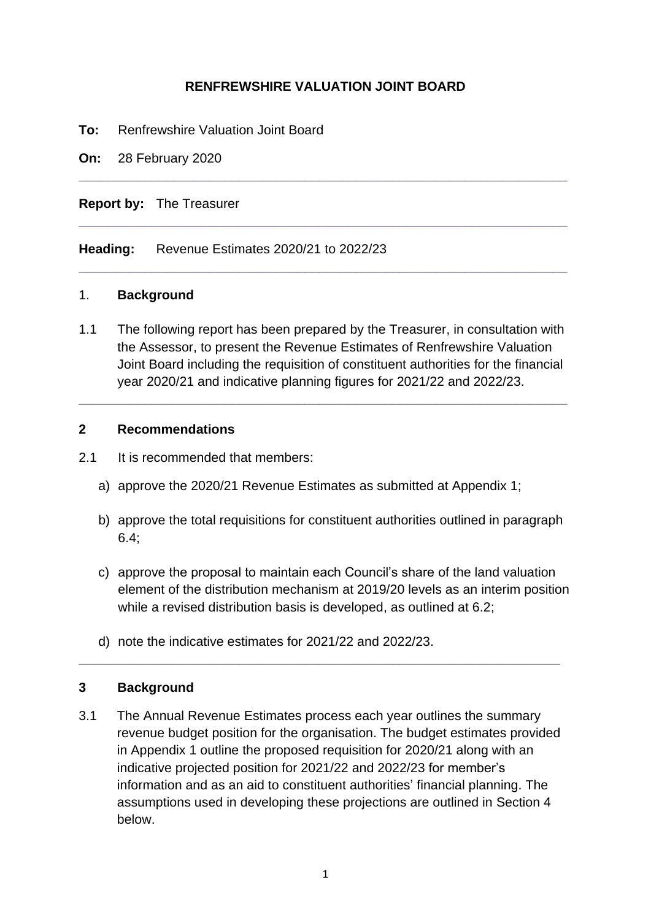# RENFREWSHIRE VALUATION JOINT BOARD

**To:** Renfrewshire Valuation Joint Board

**On:** 28 February 2020

---

**Report by:** The Treasurer

---

**Heading:** Revenue Estimates 2020/21 to 2022/23

---

## 1. Background

1.1 The following report has been prepared by the Treasurer, in consultation with the Assessor, to present the Revenue Estimates of Renfrewshire Valuation Joint Board including the requisition of constituent authorities for the financial year 2020/21 and indicative planning figures for 2021/22 and 2022/23.

---

## 2 Recommendations

2.1 It is recommended that members:

a) approve the 2020/21 Revenue Estimates as submitted at Appendix 1;

b) approve the total requisitions for constituent authorities outlined in paragraph 6.4;

c) approve the proposal to maintain each Council's share of the land valuation element of the distribution mechanism at 2019/20 levels as an interim position while a revised distribution basis is developed, as outlined at 6.2;

d) note the indicative estimates for 2021/22 and 2022/23.

---

## 3 Background

3.1 The Annual Revenue Estimates process each year outlines the summary revenue budget position for the organisation. The budget estimates provided in Appendix 1 outline the proposed requisition for 2020/21 along with an indicative projected position for 2021/22 and 2022/23 for member's information and as an aid to constituent authorities' financial planning. The assumptions used in developing these projections are outlined in Section 4 below.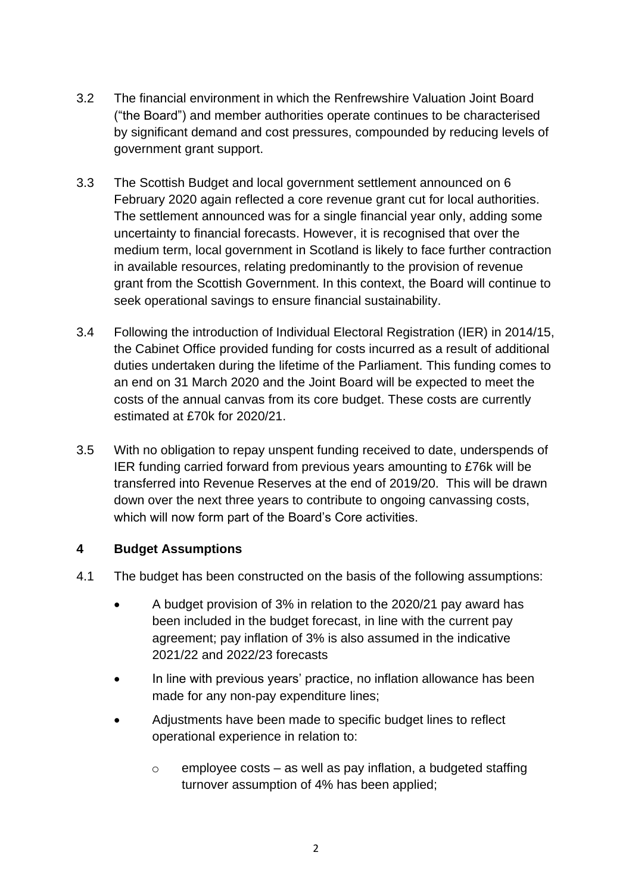3.2 The financial environment in which the Renfrewshire Valuation Joint Board ("the Board") and member authorities operate continues to be characterised by significant demand and cost pressures, compounded by reducing levels of government grant support.

3.3 The Scottish Budget and local government settlement announced on 6 February 2020 again reflected a core revenue grant cut for local authorities. The settlement announced was for a single financial year only, adding some uncertainty to financial forecasts. However, it is recognised that over the medium term, local government in Scotland is likely to face further contraction in available resources, relating predominantly to the provision of revenue grant from the Scottish Government. In this context, the Board will continue to seek operational savings to ensure financial sustainability.

3.4 Following the introduction of Individual Electoral Registration (IER) in 2014/15, the Cabinet Office provided funding for costs incurred as a result of additional duties undertaken during the lifetime of the Parliament. This funding comes to an end on 31 March 2020 and the Joint Board will be expected to meet the costs of the annual canvas from its core budget. These costs are currently estimated at £70k for 2020/21.

3.5 With no obligation to repay unspent funding received to date, underspends of IER funding carried forward from previous years amounting to £76k will be transferred into Revenue Reserves at the end of 2019/20. This will be drawn down over the next three years to contribute to ongoing canvassing costs, which will now form part of the Board's Core activities.

## 4 Budget Assumptions

4.1 The budget has been constructed on the basis of the following assumptions:

- A budget provision of 3% in relation to the 2020/21 pay award has been included in the budget forecast, in line with the current pay agreement; pay inflation of 3% is also assumed in the indicative 2021/22 and 2022/23 forecasts
- In line with previous years' practice, no inflation allowance has been made for any non-pay expenditure lines;
- Adjustments have been made to specific budget lines to reflect operational experience in relation to:
  - employee costs – as well as pay inflation, a budgeted staffing turnover assumption of 4% has been applied;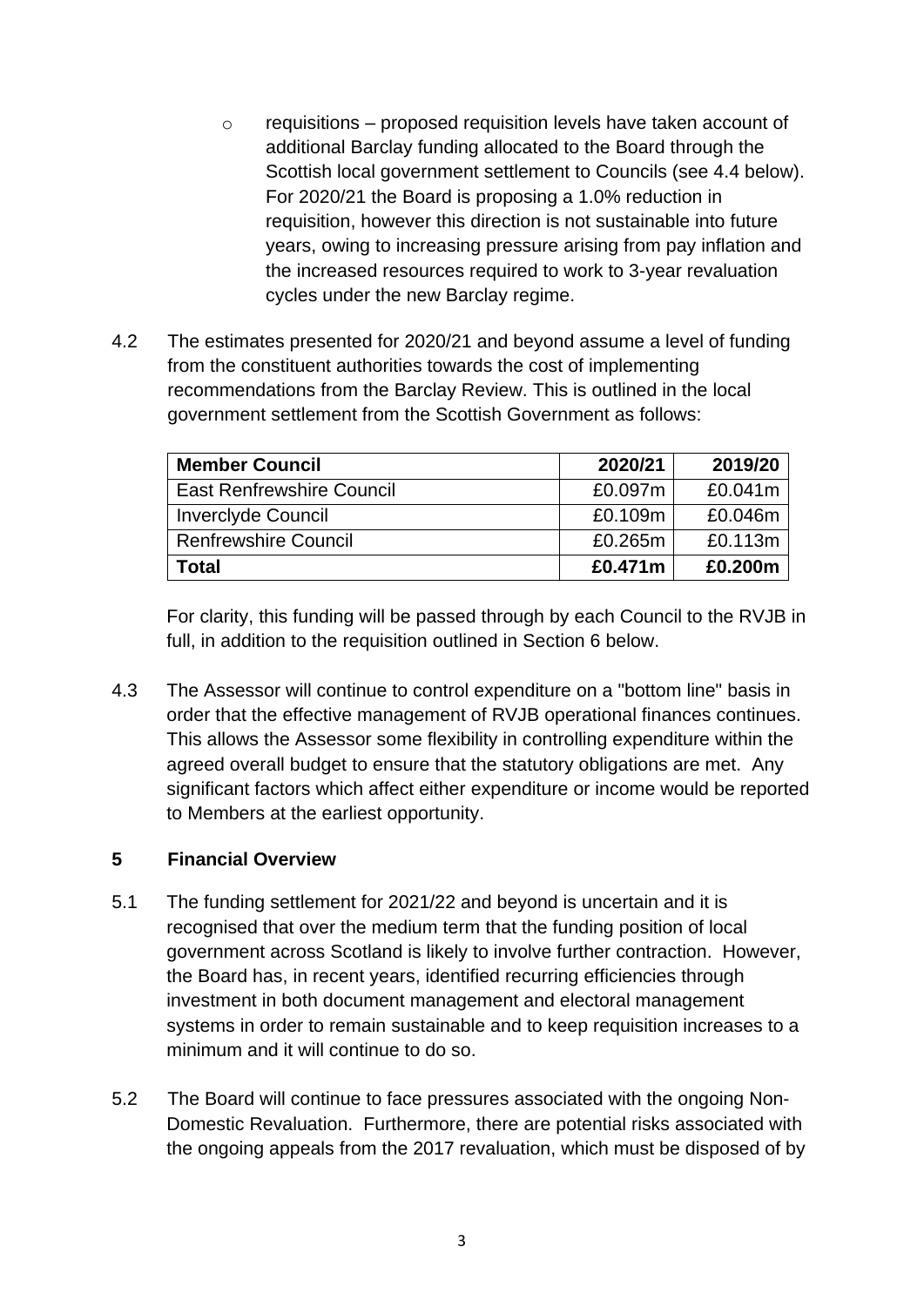- requisitions – proposed requisition levels have taken account of additional Barclay funding allocated to the Board through the Scottish local government settlement to Councils (see 4.4 below). For 2020/21 the Board is proposing a 1.0% reduction in requisition, however this direction is not sustainable into future years, owing to increasing pressure arising from pay inflation and the increased resources required to work to 3-year revaluation cycles under the new Barclay regime.

4.2 The estimates presented for 2020/21 and beyond assume a level of funding from the constituent authorities towards the cost of implementing recommendations from the Barclay Review. This is outlined in the local government settlement from the Scottish Government as follows:

| **Member Council** | **2020/21** | **2019/20** |
|---|---:|---:|
| East Renfrewshire Council | £0.097m | £0.041m |
| Inverclyde Council | £0.109m | £0.046m |
| Renfrewshire Council | £0.265m | £0.113m |
| **Total** | **£0.471m** | **£0.200m** |

For clarity, this funding will be passed through by each Council to the RVJB in full, in addition to the requisition outlined in Section 6 below.

4.3 The Assessor will continue to control expenditure on a "bottom line" basis in order that the effective management of RVJB operational finances continues. This allows the Assessor some flexibility in controlling expenditure within the agreed overall budget to ensure that the statutory obligations are met. Any significant factors which affect either expenditure or income would be reported to Members at the earliest opportunity.

## 5 Financial Overview

5.1 The funding settlement for 2021/22 and beyond is uncertain and it is recognised that over the medium term that the funding position of local government across Scotland is likely to involve further contraction. However, the Board has, in recent years, identified recurring efficiencies through investment in both document management and electoral management systems in order to remain sustainable and to keep requisition increases to a minimum and it will continue to do so.

5.2 The Board will continue to face pressures associated with the ongoing Non-Domestic Revaluation. Furthermore, there are potential risks associated with the ongoing appeals from the 2017 revaluation, which must be disposed of by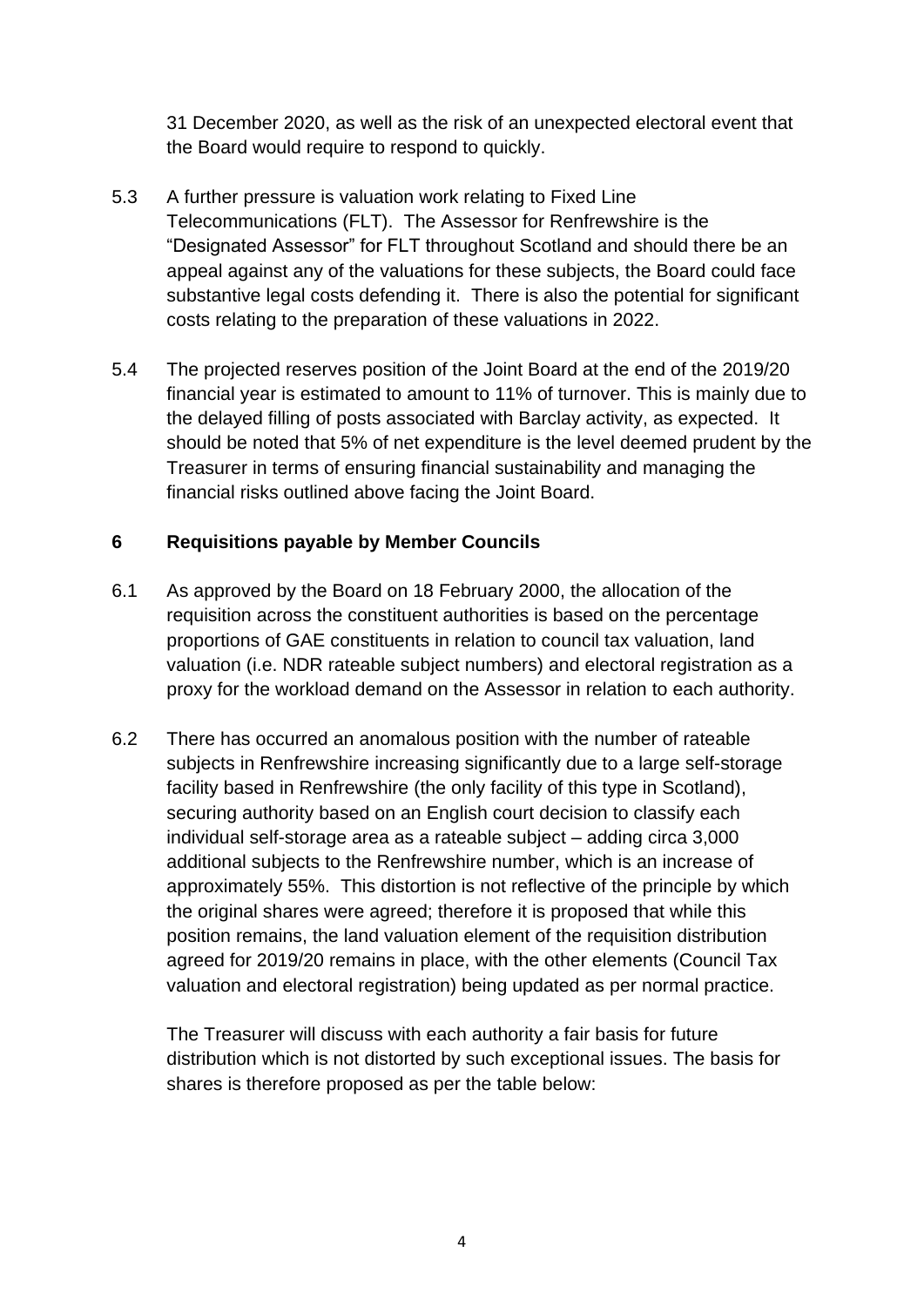31 December 2020, as well as the risk of an unexpected electoral event that the Board would require to respond to quickly.

5.3 A further pressure is valuation work relating to Fixed Line Telecommunications (FLT). The Assessor for Renfrewshire is the "Designated Assessor" for FLT throughout Scotland and should there be an appeal against any of the valuations for these subjects, the Board could face substantive legal costs defending it. There is also the potential for significant costs relating to the preparation of these valuations in 2022.

5.4 The projected reserves position of the Joint Board at the end of the 2019/20 financial year is estimated to amount to 11% of turnover. This is mainly due to the delayed filling of posts associated with Barclay activity, as expected. It should be noted that 5% of net expenditure is the level deemed prudent by the Treasurer in terms of ensuring financial sustainability and managing the financial risks outlined above facing the Joint Board.

## 6 Requisitions payable by Member Councils

6.1 As approved by the Board on 18 February 2000, the allocation of the requisition across the constituent authorities is based on the percentage proportions of GAE constituents in relation to council tax valuation, land valuation (i.e. NDR rateable subject numbers) and electoral registration as a proxy for the workload demand on the Assessor in relation to each authority.

6.2 There has occurred an anomalous position with the number of rateable subjects in Renfrewshire increasing significantly due to a large self-storage facility based in Renfrewshire (the only facility of this type in Scotland), securing authority based on an English court decision to classify each individual self-storage area as a rateable subject – adding circa 3,000 additional subjects to the Renfrewshire number, which is an increase of approximately 55%. This distortion is not reflective of the principle by which the original shares were agreed; therefore it is proposed that while this position remains, the land valuation element of the requisition distribution agreed for 2019/20 remains in place, with the other elements (Council Tax valuation and electoral registration) being updated as per normal practice.

The Treasurer will discuss with each authority a fair basis for future distribution which is not distorted by such exceptional issues. The basis for shares is therefore proposed as per the table below: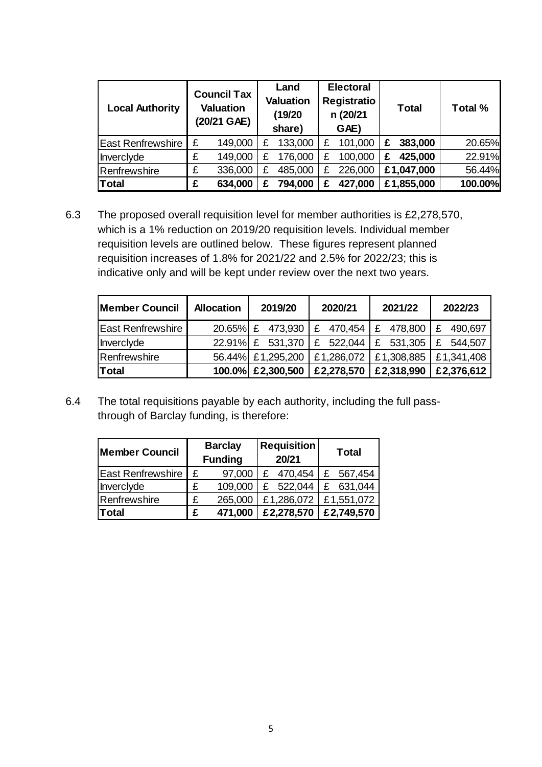| Local Authority | Council Tax Valuation (20/21 GAE) | Land Valuation (19/20 share) | Electoral Registration (20/21 GAE) | Total | Total % |
|---|---|---|---|---|---|
| East Renfrewshire | £ 149,000 | £ 133,000 | £ 101,000 | **£ 383,000** | 20.65% |
| Inverclyde | £ 149,000 | £ 176,000 | £ 100,000 | **£ 425,000** | 22.91% |
| Renfrewshire | £ 336,000 | £ 485,000 | £ 226,000 | **£1,047,000** | 56.44% |
| **Total** | **£ 634,000** | **£ 794,000** | **£ 427,000** | **£1,855,000** | **100.00%** |

6.3 The proposed overall requisition level for member authorities is £2,278,570, which is a 1% reduction on 2019/20 requisition levels. Individual member requisition levels are outlined below. These figures represent planned requisition increases of 1.8% for 2021/22 and 2.5% for 2022/23; this is indicative only and will be kept under review over the next two years.

| Member Council | Allocation | 2019/20 | 2020/21 | 2021/22 | 2022/23 |
|---|---|---|---|---|---|
| East Renfrewshire | 20.65% | £ 473,930 | £ 470,454 | £ 478,800 | £ 490,697 |
| Inverclyde | 22.91% | £ 531,370 | £ 522,044 | £ 531,305 | £ 544,507 |
| Renfrewshire | 56.44% | £1,295,200 | £1,286,072 | £1,308,885 | £1,341,408 |
| **Total** | **100.0%** | **£2,300,500** | **£2,278,570** | **£2,318,990** | **£2,376,612** |

6.4 The total requisitions payable by each authority, including the full pass-through of Barclay funding, is therefore:

| Member Council | Barclay Funding | Requisition 20/21 | Total |
|---|---|---|---|
| East Renfrewshire | £ 97,000 | £ 470,454 | £ 567,454 |
| Inverclyde | £ 109,000 | £ 522,044 | £ 631,044 |
| Renfrewshire | £ 265,000 | £1,286,072 | £1,551,072 |
| **Total** | **£ 471,000** | **£2,278,570** | **£2,749,570** |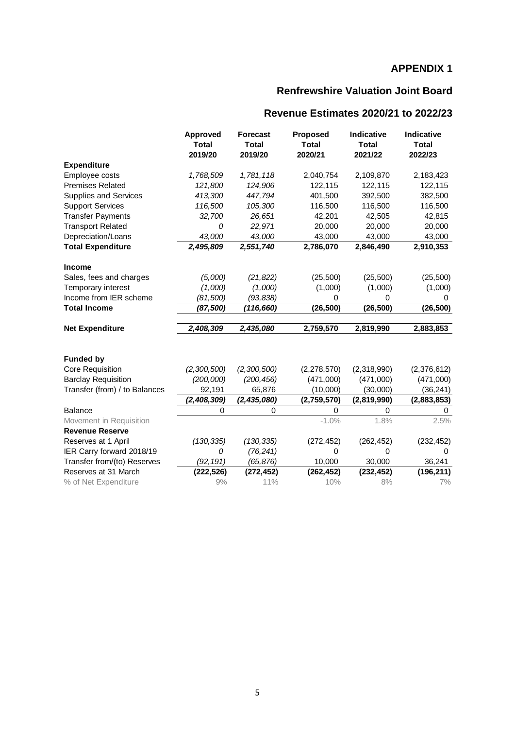## APPENDIX 1

## Renfrewshire Valuation Joint Board

## Revenue Estimates 2020/21 to 2022/23

| | Approved Total 2019/20 | Forecast Total 2019/20 | Proposed Total 2020/21 | Indicative Total 2021/22 | Indicative Total 2022/23 |
|---|---|---|---|---|---|
| **Expenditure** | | | | | |
| Employee costs | *1,768,509* | *1,781,118* | 2,040,754 | 2,109,870 | 2,183,423 |
| Premises Related | *121,800* | *124,906* | 122,115 | 122,115 | 122,115 |
| Supplies and Services | *413,300* | *447,794* | 401,500 | 392,500 | 382,500 |
| Support Services | *116,500* | *105,300* | 116,500 | 116,500 | 116,500 |
| Transfer Payments | *32,700* | *26,651* | 42,201 | 42,505 | 42,815 |
| Transport Related | *0* | *22,971* | 20,000 | 20,000 | 20,000 |
| Depreciation/Loans | *43,000* | *43,000* | 43,000 | 43,000 | 43,000 |
| **Total Expenditure** | ***2,495,809*** | ***2,551,740*** | **2,786,070** | **2,846,490** | **2,910,353** |
| **Income** | | | | | |
| Sales, fees and charges | *(5,000)* | *(21,822)* | (25,500) | (25,500) | (25,500) |
| Temporary interest | *(1,000)* | *(1,000)* | (1,000) | (1,000) | (1,000) |
| Income from IER scheme | *(81,500)* | *(93,838)* | 0 | 0 | 0 |
| **Total Income** | ***(87,500)*** | ***(116,660)*** | **(26,500)** | **(26,500)** | **(26,500)** |
| **Net Expenditure** | ***2,408,309*** | ***2,435,080*** | **2,759,570** | **2,819,990** | **2,883,853** |
| **Funded by** | | | | | |
| Core Requisition | *(2,300,500)* | *(2,300,500)* | (2,278,570) | (2,318,990) | (2,376,612) |
| Barclay Requisition | *(200,000)* | *(200,456)* | (471,000) | (471,000) | (471,000) |
| Transfer (from) / to Balances | 92,191 | 65,876 | (10,000) | (30,000) | (36,241) |
| | ***(2,408,309)*** | ***(2,435,080)*** | **(2,759,570)** | **(2,819,990)** | **(2,883,853)** |
| Balance | 0 | 0 | 0 | 0 | 0 |
| Movement in Requisition | | | -1.0% | 1.8% | 2.5% |
| **Revenue Reserve** | | | | | |
| Reserves at 1 April | *(130,335)* | *(130,335)* | (272,452) | (262,452) | (232,452) |
| IER Carry forward 2018/19 | *0* | *(76,241)* | 0 | 0 | 0 |
| Transfer from/(to) Reserves | *(92,191)* | *(65,876)* | 10,000 | 30,000 | 36,241 |
| Reserves at 31 March | **(222,526)** | **(272,452)** | **(262,452)** | **(232,452)** | **(196,211)** |
| % of Net Expenditure | 9% | 11% | 10% | 8% | 7% |